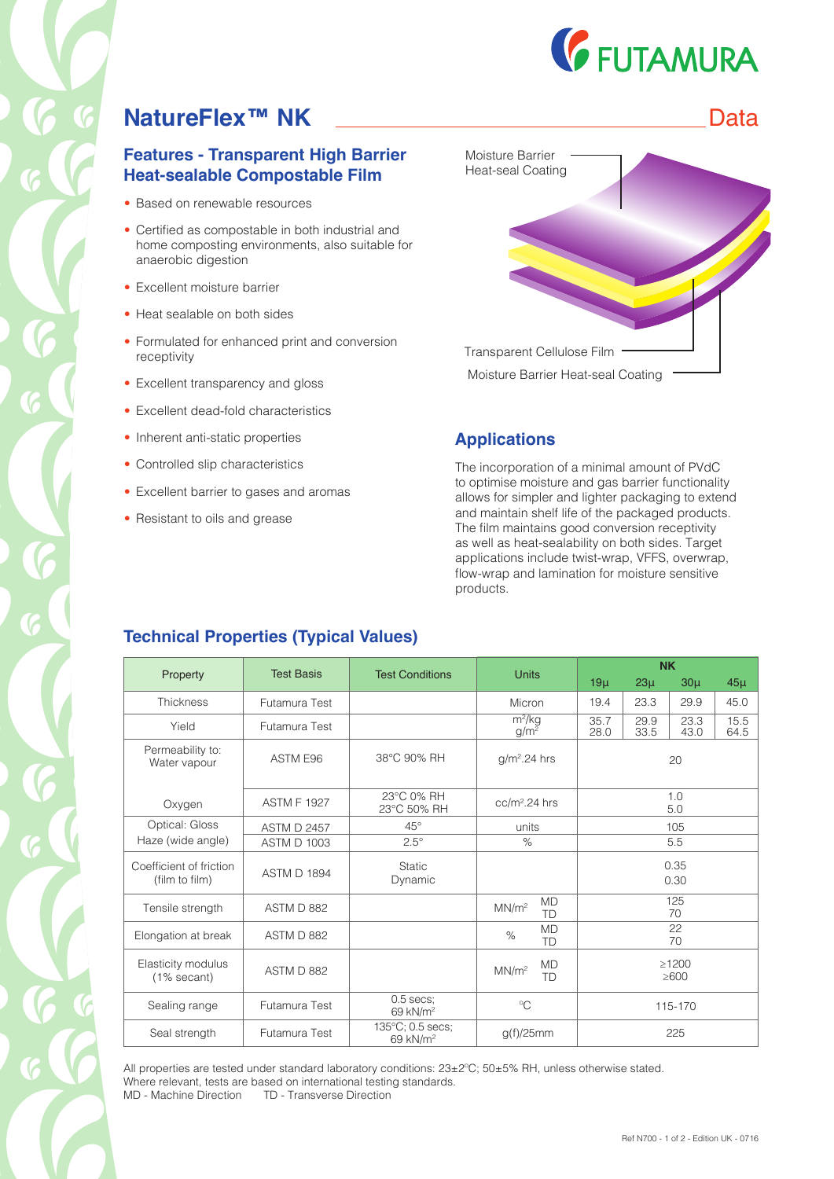# NatureFlex™ NK

Data

## Features - Transparent High Barrier Heat-sealable Compostable Film

- Based on renewable resources
- Certified as compostable in both industrial and home composting environments, also suitable for anaerobic digestion
- Excellent moisture barrier
- Heat sealable on both sides
- Formulated for enhanced print and conversion receptivity
- Excellent transparency and gloss
- Excellent dead-fold characteristics
- Inherent anti-static properties
- Controlled slip characteristics
- Excellent barrier to gases and aromas
- Resistant to oils and grease

Moisture Barrier Heat-seal Coating

Transparent Cellulose Film

Moisture Barrier Heat-seal Coating

## Applications

The incorporation of a minimal amount of PVdC to optimise moisture and gas barrier functionality allows for simpler and lighter packaging to extend and maintain shelf life of the packaged products. The film maintains good conversion receptivity as well as heat-sealability on both sides. Target applications include twist-wrap, VFFS, overwrap, flow-wrap and lamination for moisture sensitive products.

## Technical Properties (Typical Values)

| Property | Test Basis | Test Conditions | Units | NK | | | |
|---|---|---|---|---|---|---|---|
| | | | | 19µ | 23µ | 30µ | 45µ |
| Thickness | Futamura Test | | Micron | 19.4 | 23.3 | 29.9 | 45.0 |
| Yield | Futamura Test | | $m^2$/kg<br>$g/m^2$ | 35.7<br>28.0 | 29.9<br>33.5 | 23.3<br>43.0 | 15.5<br>64.5 |
| Permeability to: Water vapour | ASTM E96 | 38°C 90% RH | $g/m^2$.24 hrs | 20 | | | |
| Oxygen | ASTM F 1927 | 23°C 0% RH<br>23°C 50% RH | $cc/m^2$.24 hrs | 1.0<br>5.0 | | | |
| Optical: Gloss | ASTM D 2457 | 45° | units | 105 | | | |
| Haze (wide angle) | ASTM D 1003 | 2.5° | % | 5.5 | | | |
| Coefficient of friction (film to film) | ASTM D 1894 | Static<br>Dynamic | | 0.35<br>0.30 | | | |
| Tensile strength | ASTM D 882 | | $MN/m^2$ MD<br>TD | 125<br>70 | | | |
| Elongation at break | ASTM D 882 | | % MD<br>TD | 22<br>70 | | | |
| Elasticity modulus (1% secant) | ASTM D 882 | | $MN/m^2$ MD<br>TD | ≥1200<br>≥600 | | | |
| Sealing range | Futamura Test | 0.5 secs; 69 $kN/m^2$ | °C | 115-170 | | | |
| Seal strength | Futamura Test | 135°C; 0.5 secs; 69 $kN/m^2$ | g(f)/25mm | 225 | | | |

All properties are tested under standard laboratory conditions: 23±2°C; 50±5% RH, unless otherwise stated.
Where relevant, tests are based on international testing standards.
MD - Machine Direction TD - Transverse Direction

Ref N700 - 1 of 2 - Edition UK - 0716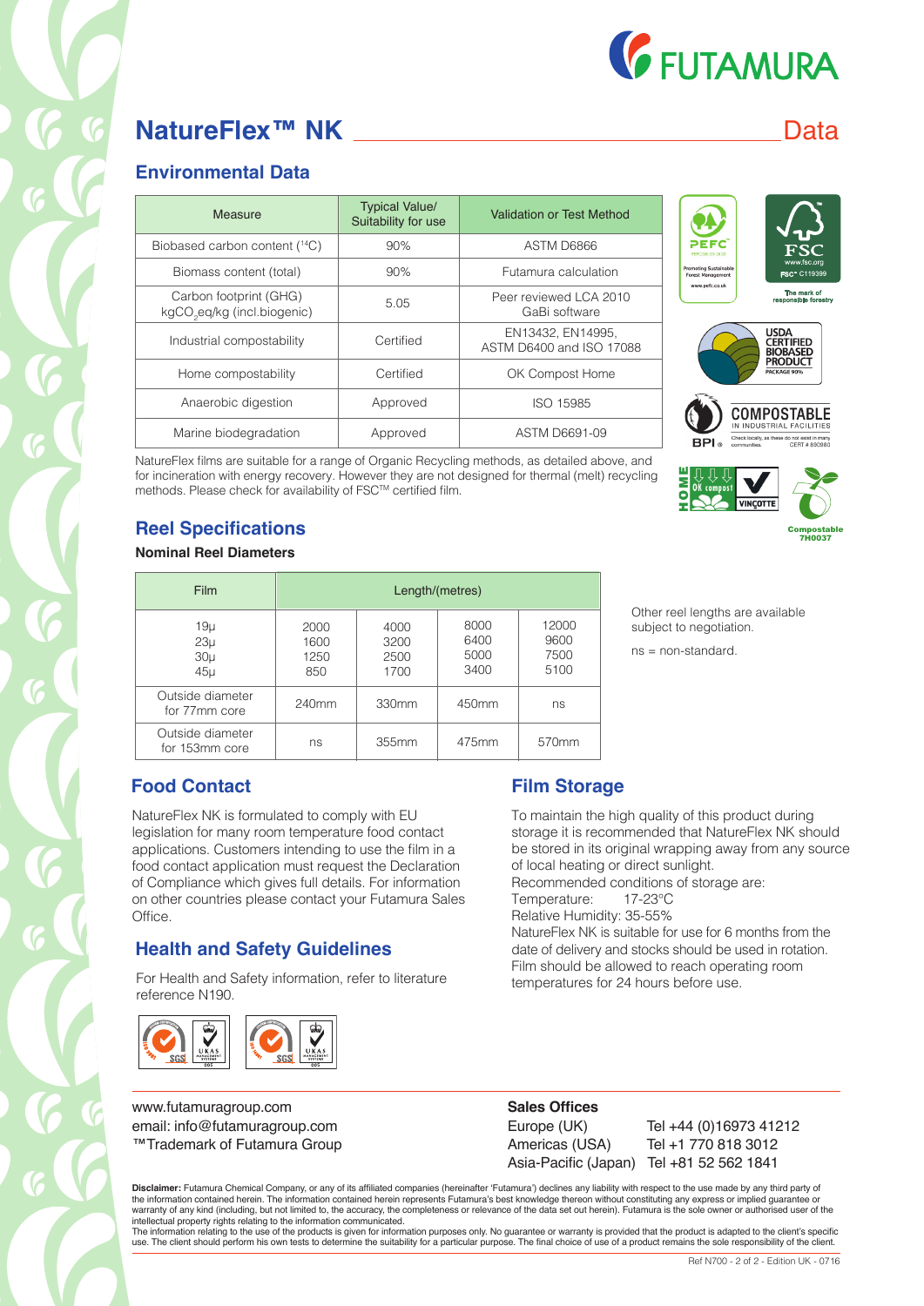# NatureFlex™ NK

Data

## Environmental Data

| Measure | Typical Value/ Suitability for use | Validation or Test Method |
|---|---|---|
| Biobased carbon content ($^{14}C$) | 90% | ASTM D6866 |
| Biomass content (total) | 90% | Futamura calculation |
| Carbon footprint (GHG) kgCO$_2$eq/kg (incl.biogenic) | 5.05 | Peer reviewed LCA 2010 GaBi software |
| Industrial compostability | Certified | EN13432, EN14995, ASTM D6400 and ISO 17088 |
| Home compostability | Certified | OK Compost Home |
| Anaerobic digestion | Approved | ISO 15985 |
| Marine biodegradation | Approved | ASTM D6691-09 |

NatureFlex films are suitable for a range of Organic Recycling methods, as detailed above, and for incineration with energy recovery. However they are not designed for thermal (melt) recycling methods. Please check for availability of FSC™ certified film.

## Reel Specifications

### Nominal Reel Diameters

| Film | Length/(metres) | | | |
|---|---|---|---|---|
| 19µ<br>23µ<br>30µ<br>45µ | 2000<br>1600<br>1250<br>850 | 4000<br>3200<br>2500<br>1700 | 8000<br>6400<br>5000<br>3400 | 12000<br>9600<br>7500<br>5100 |
| Outside diameter for 77mm core | 240mm | 330mm | 450mm | ns |
| Outside diameter for 153mm core | ns | 355mm | 475mm | 570mm |

Other reel lengths are available subject to negotiation.

ns = non-standard.

## Food Contact

NatureFlex NK is formulated to comply with EU legislation for many room temperature food contact applications. Customers intending to use the film in a food contact application must request the Declaration of Compliance which gives full details. For information on other countries please contact your Futamura Sales Office.

## Health and Safety Guidelines

For Health and Safety information, refer to literature reference N190.

## Film Storage

To maintain the high quality of this product during storage it is recommended that NatureFlex NK should be stored in its original wrapping away from any source of local heating or direct sunlight.

Recommended conditions of storage are:

Temperature: 17-23°C

Relative Humidity: 35-55%

NatureFlex NK is suitable for use for 6 months from the date of delivery and stocks should be used in rotation. Film should be allowed to reach operating room temperatures for 24 hours before use.

www.futamuragroup.com
email: info@futamuragroup.com
™Trademark of Futamura Group

**Sales Offices**

Europe (UK) Tel +44 (0)16973 41212
Americas (USA) Tel +1 770 818 3012
Asia-Pacific (Japan) Tel +81 52 562 1841

**Disclaimer:** Futamura Chemical Company, or any of its affiliated companies (hereinafter 'Futamura') declines any liability with respect to the use made by any third party of the information contained herein. The information contained herein represents Futamura's best knowledge thereon without constituting any express or implied guarantee or warranty of any kind (including, but not limited to, the accuracy, the completeness or relevance of the data set out herein). Futamura is the sole owner or authorised user of the intellectual property rights relating to the information communicated.
The information relating to the use of the products is given for information purposes only. No guarantee or warranty is provided that the product is adapted to the client's specific use. The client should perform his own tests to determine the suitability for a particular purpose. The final choice of use of a product remains the sole responsibility of the client.

Ref N700 - 2 of 2 - Edition UK - 0716